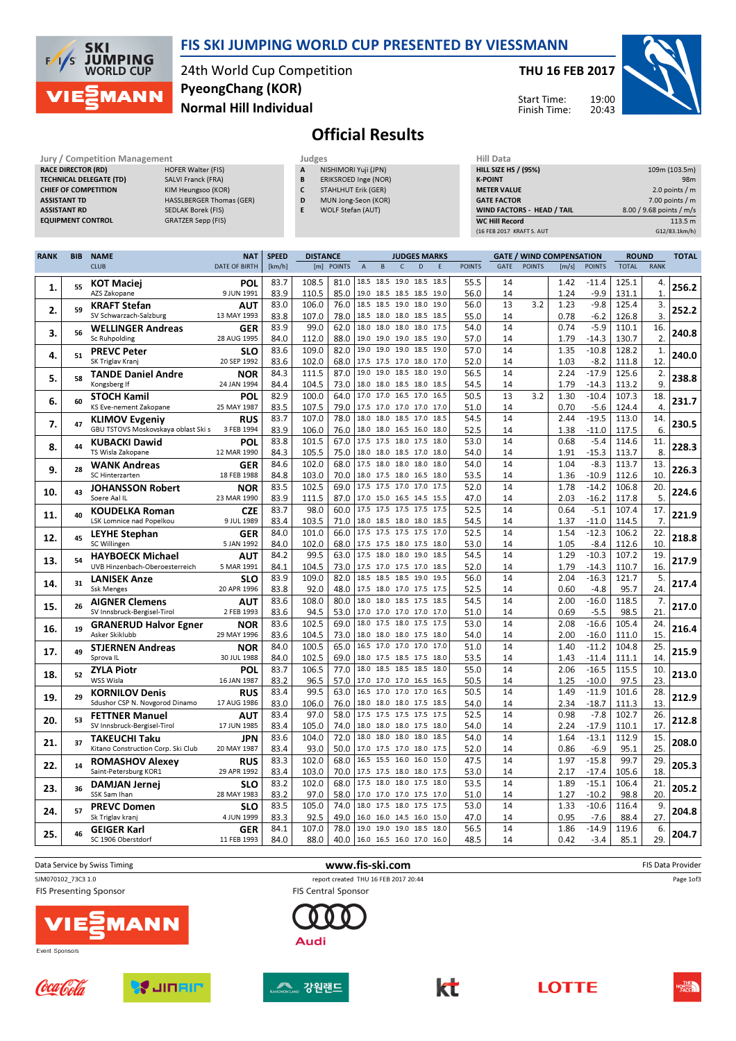# FIS SKI JUMPING WORLD CUP PRESENTED BY VIESSMANN

24th World Cup Competition
PyeongChang (KOR)
Normal Hill Individual

THU 16 FEB 2017

Start Time: 19:00
Finish Time: 20:43

## Official Results

| Jury / Competition Management | |
|---|---|
| RACE DIRECTOR (RD) | HOFER Walter (FIS) |
| TECHNICAL DELEGATE (TD) | SALVI Franck (FRA) |
| CHIEF OF COMPETITION | KIM Heungsoo (KOR) |
| ASSISTANT TD | HASSLBERGER Thomas (GER) |
| ASSISTANT RD | SEDLAK Borek (FIS) |
| EQUIPMENT CONTROL | GRATZER Sepp (FIS) |

| Judges | |
|---|---|
| A | NISHIMORI Yuji (JPN) |
| B | ERIKSROED Inge (NOR) |
| C | STAHLHUT Erik (GER) |
| D | MUN Jong-Seon (KOR) |
| E | WOLF Stefan (AUT) |

| Hill Data | |
|---|---|
| HILL SIZE HS / (95%) | 109m (103.5m) |
| K-POINT | 98m |
| METER VALUE | 2.0 points / m |
| GATE FACTOR | 7.00 points / m |
| WIND FACTORS - HEAD / TAIL | 8.00 / 9.68 points / m/s |
| WC Hill Record | 113.5 m |
| (16 FEB 2017 KRAFT S. AUT | G12/83.1km/h) |

| RANK | BIB | NAME / CLUB | NAT / DATE OF BIRTH | SPEED [km/h] | DISTANCE [m] | DISTANCE POINTS | A | B | C | D | E | JUDGES POINTS | GATE | GATE POINTS | WIND [m/s] | WIND POINTS | ROUND TOTAL | ROUND RANK | TOTAL |
|---|---|---|---|---|---|---|---|---|---|---|---|---|---|---|---|---|---|---|---|
| 1. | 55 | KOT Maciej | POL | 83.7 | 108.5 | 81.0 | 18.5 | 18.5 | 19.0 | 18.5 | 18.5 | 55.5 | 14 | | 1.42 | -11.4 | 125.1 | 4. | 256.2 |
| | | AZS Zakopane | 9 JUN 1991 | 83.9 | 110.5 | 85.0 | 19.0 | 18.5 | 18.5 | 18.5 | 19.0 | 56.0 | 14 | | 1.24 | -9.9 | 131.1 | 1. | |
| 2. | 59 | KRAFT Stefan | AUT | 83.0 | 106.0 | 76.0 | 18.5 | 18.5 | 19.0 | 18.0 | 19.0 | 56.0 | 13 | 3.2 | 1.23 | -9.8 | 125.4 | 3. | 252.2 |
| | | SV Schwarzach-Salzburg | 13 MAY 1993 | 83.8 | 107.0 | 78.0 | 18.5 | 18.0 | 18.0 | 18.5 | 18.5 | 55.0 | 14 | | 0.78 | -6.2 | 126.8 | 3. | |
| 3. | 56 | WELLINGER Andreas | GER | 83.9 | 99.0 | 62.0 | 18.0 | 18.0 | 18.0 | 18.0 | 17.5 | 54.0 | 14 | | 0.74 | -5.9 | 110.1 | 16. | 240.8 |
| | | Sc Ruhpolding | 28 AUG 1995 | 84.0 | 112.0 | 88.0 | 19.0 | 19.0 | 19.0 | 18.5 | 19.0 | 57.0 | 14 | | 1.79 | -14.3 | 130.7 | 2. | |
| 4. | 51 | PREVC Peter | SLO | 83.6 | 109.0 | 82.0 | 19.0 | 19.0 | 19.0 | 18.5 | 19.0 | 57.0 | 14 | | 1.35 | -10.8 | 128.2 | 1. | 240.0 |
| | | SK Triglav Kranj | 20 SEP 1992 | 83.6 | 102.0 | 68.0 | 17.5 | 17.5 | 17.0 | 18.0 | 17.0 | 52.0 | 14 | | 1.03 | -8.2 | 111.8 | 12. | |
| 5. | 58 | TANDE Daniel Andre | NOR | 84.3 | 111.5 | 87.0 | 19.0 | 19.0 | 18.5 | 18.0 | 19.0 | 56.5 | 14 | | 2.24 | -17.9 | 125.6 | 2. | 238.8 |
| | | Kongsberg If | 24 JAN 1994 | 84.4 | 104.5 | 73.0 | 18.0 | 18.0 | 18.5 | 18.0 | 18.5 | 54.5 | 14 | | 1.79 | -14.3 | 113.2 | 9. | |
| 6. | 60 | STOCH Kamil | POL | 82.9 | 100.0 | 64.0 | 17.0 | 17.0 | 16.5 | 17.0 | 16.5 | 50.5 | 13 | 3.2 | 1.30 | -10.4 | 107.3 | 18. | 231.7 |
| | | KS Eve-nement Zakopane | 25 MAY 1987 | 83.5 | 107.5 | 79.0 | 17.5 | 17.0 | 17.0 | 17.0 | 17.0 | 51.0 | 14 | | 0.70 | -5.6 | 124.4 | 4. | |
| 7. | 47 | KLIMOV Evgeniy | RUS | 83.7 | 107.0 | 78.0 | 18.0 | 18.0 | 18.5 | 17.0 | 18.5 | 54.5 | 14 | | 2.44 | -19.5 | 113.0 | 14. | 230.5 |
| | | GBU TSTOVS Moskovskaya oblast Ski s | 3 FEB 1994 | 83.9 | 106.0 | 76.0 | 18.0 | 18.0 | 16.5 | 16.0 | 18.0 | 52.5 | 14 | | 1.38 | -11.0 | 117.5 | 6. | |
| 8. | 44 | KUBACKI Dawid | POL | 83.8 | 101.5 | 67.0 | 17.5 | 17.5 | 18.0 | 17.5 | 18.0 | 53.0 | 14 | | 0.68 | -5.4 | 114.6 | 11. | 228.3 |
| | | TS Wisla Zakopane | 12 MAR 1990 | 84.3 | 105.5 | 75.0 | 18.0 | 18.0 | 18.5 | 17.0 | 18.0 | 54.0 | 14 | | 1.91 | -15.3 | 113.7 | 8. | |
| 9. | 28 | WANK Andreas | GER | 84.6 | 102.0 | 68.0 | 17.5 | 18.0 | 18.0 | 18.0 | 18.0 | 54.0 | 14 | | 1.04 | -8.3 | 113.7 | 13. | 226.3 |
| | | SC Hinterzarten | 18 FEB 1988 | 84.8 | 103.0 | 70.0 | 18.0 | 17.5 | 18.0 | 16.5 | 18.0 | 53.5 | 14 | | 1.36 | -10.9 | 112.6 | 10. | |
| 10. | 43 | JOHANSSON Robert | NOR | 83.5 | 102.5 | 69.0 | 17.5 | 17.5 | 17.0 | 17.0 | 17.5 | 52.0 | 14 | | 1.78 | -14.2 | 106.8 | 20. | 224.6 |
| | | Soere Aal IL | 23 MAR 1990 | 83.9 | 111.5 | 87.0 | 17.0 | 15.0 | 16.5 | 14.5 | 15.5 | 47.0 | 14 | | 2.03 | -16.2 | 117.8 | 5. | |
| 11. | 40 | KOUDELKA Roman | CZE | 83.7 | 98.0 | 60.0 | 17.5 | 17.5 | 17.5 | 17.5 | 17.5 | 52.5 | 14 | | 0.64 | -5.1 | 107.4 | 17. | 221.9 |
| | | LSK Lomnice nad Popelkou | 9 JUL 1989 | 83.4 | 103.5 | 71.0 | 18.0 | 18.5 | 18.0 | 18.0 | 18.5 | 54.5 | 14 | | 1.37 | -11.0 | 114.5 | 7. | |
| 12. | 45 | LEYHE Stephan | GER | 84.0 | 101.0 | 66.0 | 17.5 | 17.5 | 17.5 | 17.5 | 17.0 | 52.5 | 14 | | 1.54 | -12.3 | 106.2 | 22. | 218.8 |
| | | SC Willingen | 5 JAN 1992 | 84.0 | 102.0 | 68.0 | 17.5 | 17.5 | 18.0 | 17.5 | 18.0 | 53.0 | 14 | | 1.05 | -8.4 | 112.6 | 10. | |
| 13. | 54 | HAYBOECK Michael | AUT | 84.2 | 99.5 | 63.0 | 17.5 | 18.0 | 18.0 | 19.0 | 18.5 | 54.5 | 14 | | 1.29 | -10.3 | 107.2 | 19. | 217.9 |
| | | UVB Hinzenbach-Oberoesterreich | 5 MAR 1991 | 84.1 | 104.5 | 73.0 | 17.5 | 17.0 | 17.5 | 17.5 | 18.0 | 52.0 | 14 | | 1.79 | -14.3 | 110.7 | 16. | |
| 14. | 31 | LANISEK Anze | SLO | 83.9 | 109.0 | 82.0 | 18.5 | 18.5 | 18.5 | 19.0 | 19.5 | 56.0 | 14 | | 2.04 | -16.3 | 121.7 | 5. | 217.4 |
| | | Ssk Menges | 20 APR 1996 | 83.8 | 92.0 | 48.0 | 17.5 | 18.0 | 17.0 | 17.5 | 17.5 | 52.5 | 14 | | 0.60 | -4.8 | 95.7 | 24. | |
| 15. | 26 | AIGNER Clemens | AUT | 83.6 | 108.0 | 80.0 | 18.0 | 18.0 | 18.5 | 17.5 | 18.5 | 54.5 | 14 | | 2.00 | -16.0 | 118.5 | 7. | 217.0 |
| | | SV Innsbruck-Bergisel-Tirol | 2 FEB 1993 | 83.6 | 94.5 | 53.0 | 17.0 | 17.0 | 17.0 | 17.0 | 17.0 | 51.0 | 14 | | 0.69 | -5.5 | 98.5 | 21. | |
| 16. | 19 | GRANERUD Halvor Egner | NOR | 83.6 | 102.5 | 69.0 | 18.0 | 17.5 | 18.0 | 17.5 | 17.5 | 53.0 | 14 | | 2.08 | -16.6 | 105.4 | 24. | 216.4 |
| | | Asker Skiklubb | 29 MAY 1996 | 83.6 | 104.5 | 73.0 | 18.0 | 18.0 | 18.0 | 17.5 | 18.0 | 54.0 | 14 | | 2.00 | -16.0 | 111.0 | 15. | |
| 17. | 49 | STJERNEN Andreas | NOR | 84.0 | 100.5 | 65.0 | 16.5 | 17.0 | 17.0 | 17.0 | 17.0 | 51.0 | 14 | | 1.40 | -11.2 | 104.8 | 25. | 215.9 |
| | | Sprova IL | 30 JUL 1988 | 84.0 | 102.5 | 69.0 | 18.0 | 17.5 | 18.5 | 17.5 | 18.0 | 53.5 | 14 | | 1.43 | -11.4 | 111.1 | 14. | |
| 18. | 52 | ZYLA Piotr | POL | 83.7 | 106.5 | 77.0 | 18.0 | 18.5 | 18.5 | 18.5 | 18.0 | 55.0 | 14 | | 2.06 | -16.5 | 115.5 | 10. | 213.0 |
| | | WSS Wisla | 16 JAN 1987 | 83.2 | 96.5 | 57.0 | 17.0 | 17.0 | 17.0 | 16.5 | 16.5 | 50.5 | 14 | | 1.25 | -10.0 | 97.5 | 23. | |
| 19. | 29 | KORNILOV Denis | RUS | 83.4 | 99.5 | 63.0 | 16.5 | 17.0 | 17.0 | 17.0 | 16.5 | 50.5 | 14 | | 1.49 | -11.9 | 101.6 | 28. | 212.9 |
| | | Sdushor CSP N. Novgorod Dinamo | 17 AUG 1986 | 83.0 | 106.0 | 76.0 | 18.0 | 18.0 | 18.0 | 17.5 | 18.5 | 54.0 | 14 | | 2.34 | -18.7 | 111.3 | 13. | |
| 20. | 53 | FETTNER Manuel | AUT | 83.4 | 97.0 | 58.0 | 17.5 | 17.5 | 17.5 | 17.5 | 17.5 | 52.5 | 14 | | 0.98 | -7.8 | 102.7 | 26. | 212.8 |
| | | SV Innsbruck-Bergisel-Tirol | 17 JUN 1985 | 83.4 | 105.0 | 74.0 | 18.0 | 18.0 | 18.0 | 17.5 | 18.0 | 54.0 | 14 | | 2.24 | -17.9 | 110.1 | 17. | |
| 21. | 37 | TAKEUCHI Taku | JPN | 83.6 | 104.0 | 72.0 | 18.0 | 18.0 | 18.0 | 18.0 | 18.5 | 54.0 | 14 | | 1.64 | -13.1 | 112.9 | 15. | 208.0 |
| | | Kitano Construction Corp. Ski Club | 20 MAY 1987 | 83.4 | 93.0 | 50.0 | 17.0 | 17.5 | 17.0 | 18.0 | 17.5 | 52.0 | 14 | | 0.86 | -6.9 | 95.1 | 25. | |
| 22. | 14 | ROMASHOV Alexey | RUS | 83.3 | 102.0 | 68.0 | 16.5 | 15.5 | 16.0 | 16.0 | 15.0 | 47.5 | 14 | | 1.97 | -15.8 | 99.7 | 29. | 205.3 |
| | | Saint-Petersburg KOR1 | 29 APR 1992 | 83.4 | 103.0 | 70.0 | 17.5 | 17.5 | 18.0 | 18.0 | 17.5 | 53.0 | 14 | | 2.17 | -17.4 | 105.6 | 18. | |
| 23. | 36 | DAMJAN Jernej | SLO | 83.2 | 102.0 | 68.0 | 17.5 | 18.0 | 18.0 | 17.5 | 18.0 | 53.5 | 14 | | 1.89 | -15.1 | 106.4 | 21. | 205.2 |
| | | SSK Sam Ihan | 28 MAY 1983 | 83.2 | 97.0 | 58.0 | 17.0 | 17.0 | 17.0 | 17.5 | 17.0 | 51.0 | 14 | | 1.27 | -10.2 | 98.8 | 20. | |
| 24. | 57 | PREVC Domen | SLO | 83.5 | 105.0 | 74.0 | 18.0 | 17.5 | 18.0 | 17.5 | 17.5 | 53.0 | 14 | | 1.33 | -10.6 | 116.4 | 9. | 204.8 |
| | | Sk Triglav kranj | 4 JUN 1999 | 83.3 | 92.5 | 49.0 | 16.0 | 16.0 | 14.5 | 16.0 | 15.0 | 47.0 | 14 | | 0.95 | -7.6 | 88.4 | 27. | |
| 25. | 46 | GEIGER Karl | GER | 84.1 | 107.0 | 78.0 | 19.0 | 19.0 | 19.0 | 18.5 | 18.0 | 56.5 | 14 | | 1.86 | -14.9 | 119.6 | 6. | 204.7 |
| | | SC 1906 Oberstdorf | 11 FEB 1993 | 84.0 | 88.0 | 40.0 | 16.0 | 16.5 | 16.0 | 17.0 | 16.0 | 48.5 | 14 | | 0.42 | -3.4 | 85.1 | 29. | |

Data Service by Swiss Timing — www.fis-ski.com — FIS Data Provider

SJM070102_73C3 1.0 — report created THU 16 FEB 2017 20:44

FIS Presenting Sponsor: VIESSMANN — FIS Central Sponsor: Audi

Event Sponsors: Coca-Cola, JINAIR, 강원랜드, kt, LOTTE, THE NORTH FACE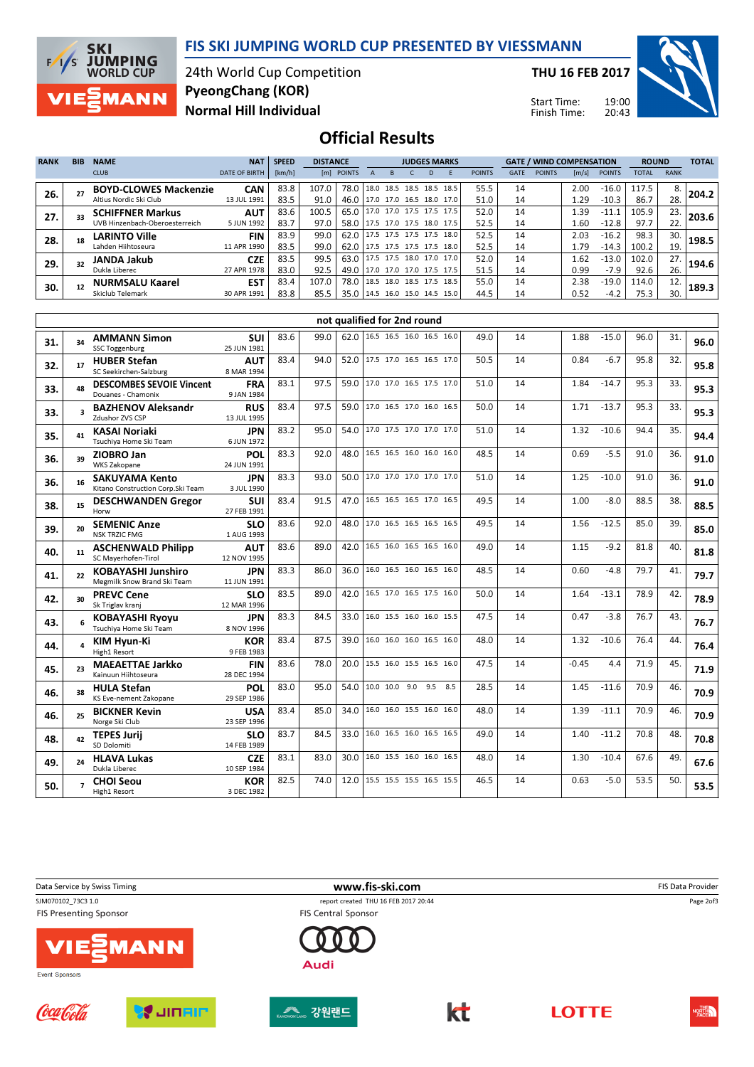# FIS SKI JUMPING WORLD CUP PRESENTED BY VIESSMANN

24th World Cup Competition
PyeongChang (KOR)
Normal Hill Individual

THU 16 FEB 2017

Start Time: 19:00
Finish Time: 20:43

## Official Results

| RANK | BIB | NAME / CLUB | NAT / DATE OF BIRTH | SPEED [km/h] | DISTANCE [m] | DISTANCE POINTS | A | B | C | D | E | JUDGES POINTS | GATE | GATE POINTS | WIND [m/s] | WIND POINTS | ROUND TOTAL | ROUND RANK | TOTAL |
|---|---|---|---|---|---|---|---|---|---|---|---|---|---|---|---|---|---|---|---|
| 26. | 27 | BOYD-CLOWES Mackenzie<br>Altius Nordic Ski Club | CAN<br>13 JUL 1991 | 83.8<br>83.5 | 107.0<br>91.0 | 78.0<br>46.0 | 18.0<br>17.0 | 18.5<br>17.0 | 18.5<br>16.5 | 18.5<br>18.0 | 18.5<br>17.0 | 55.5<br>51.0 | 14<br>14 | | 2.00<br>1.29 | -16.0<br>-10.3 | 117.5<br>86.7 | 8.<br>28. | 204.2 |
| 27. | 33 | SCHIFFNER Markus<br>UVB Hinzenbach-Oberoesterreich | AUT<br>5 JUN 1992 | 83.6<br>83.7 | 100.5<br>97.0 | 65.0<br>58.0 | 17.0<br>17.5 | 17.0<br>17.0 | 17.5<br>17.5 | 17.5<br>18.0 | 17.5<br>17.5 | 52.0<br>52.5 | 14<br>14 | | 1.39<br>1.60 | -11.1<br>-12.8 | 105.9<br>97.7 | 23.<br>22. | 203.6 |
| 28. | 18 | LARINTO Ville<br>Lahden Hiihtoseura | FIN<br>11 APR 1990 | 83.9<br>83.5 | 99.0<br>99.0 | 62.0<br>62.0 | 17.5<br>17.5 | 17.5<br>17.5 | 17.5<br>17.5 | 17.5<br>17.5 | 18.0<br>18.0 | 52.5<br>52.5 | 14<br>14 | | 2.03<br>1.79 | -16.2<br>-14.3 | 98.3<br>100.2 | 30.<br>19. | 198.5 |
| 29. | 32 | JANDA Jakub<br>Dukla Liberec | CZE<br>27 APR 1978 | 83.5<br>83.0 | 99.5<br>92.5 | 63.0<br>49.0 | 17.5<br>17.0 | 17.5<br>17.0 | 18.0<br>17.0 | 17.0<br>17.5 | 17.0<br>17.5 | 52.0<br>51.5 | 14<br>14 | | 1.62<br>0.99 | -13.0<br>-7.9 | 102.0<br>92.6 | 27.<br>26. | 194.6 |
| 30. | 12 | NURMSALU Kaarel<br>Skiclub Telemark | EST<br>30 APR 1991 | 83.4<br>83.8 | 107.0<br>85.5 | 78.0<br>35.0 | 18.5<br>14.5 | 18.0<br>16.0 | 18.5<br>15.0 | 17.5<br>14.5 | 18.5<br>15.0 | 55.0<br>44.5 | 14<br>14 | | 2.38<br>0.52 | -19.0<br>-4.2 | 114.0<br>75.3 | 12.<br>30. | 189.3 |

### not qualified for 2nd round

| RANK | BIB | NAME / CLUB | NAT / DATE OF BIRTH | SPEED [km/h] | DISTANCE [m] | DISTANCE POINTS | A | B | C | D | E | JUDGES POINTS | GATE | GATE POINTS | WIND [m/s] | WIND POINTS | ROUND TOTAL | ROUND RANK | TOTAL |
|---|---|---|---|---|---|---|---|---|---|---|---|---|---|---|---|---|---|---|---|
| 31. | 34 | AMMANN Simon<br>SSC Toggenburg | SUI<br>25 JUN 1981 | 83.6 | 99.0 | 62.0 | 16.5 | 16.5 | 16.0 | 16.5 | 16.0 | 49.0 | 14 | | 1.88 | -15.0 | 96.0 | 31. | 96.0 |
| 32. | 17 | HUBER Stefan<br>SC Seekirchen-Salzburg | AUT<br>8 MAR 1994 | 83.4 | 94.0 | 52.0 | 17.5 | 17.0 | 16.5 | 16.5 | 17.0 | 50.5 | 14 | | 0.84 | -6.7 | 95.8 | 32. | 95.8 |
| 33. | 48 | DESCOMBES SEVOIE Vincent<br>Douanes - Chamonix | FRA<br>9 JAN 1984 | 83.1 | 97.5 | 59.0 | 17.0 | 17.0 | 16.5 | 17.5 | 17.0 | 51.0 | 14 | | 1.84 | -14.7 | 95.3 | 33. | 95.3 |
| 33. | 3 | BAZHENOV Aleksandr<br>Zdushor ZVS CSP | RUS<br>13 JUL 1995 | 83.4 | 97.5 | 59.0 | 17.0 | 16.5 | 17.0 | 16.0 | 16.5 | 50.0 | 14 | | 1.71 | -13.7 | 95.3 | 33. | 95.3 |
| 35. | 41 | KASAI Noriaki<br>Tsuchiya Home Ski Team | JPN<br>6 JUN 1972 | 83.2 | 95.0 | 54.0 | 17.0 | 17.5 | 17.0 | 17.0 | 17.0 | 51.0 | 14 | | 1.32 | -10.6 | 94.4 | 35. | 94.4 |
| 36. | 39 | ZIOBRO Jan<br>WKS Zakopane | POL<br>24 JUN 1991 | 83.3 | 92.0 | 48.0 | 16.5 | 16.5 | 16.0 | 16.0 | 16.0 | 48.5 | 14 | | 0.69 | -5.5 | 91.0 | 36. | 91.0 |
| 36. | 16 | SAKUYAMA Kento<br>Kitano Construction Corp.Ski Team | JPN<br>3 JUL 1990 | 83.3 | 93.0 | 50.0 | 17.0 | 17.0 | 17.0 | 17.0 | 17.0 | 51.0 | 14 | | 1.25 | -10.0 | 91.0 | 36. | 91.0 |
| 38. | 15 | DESCHWANDEN Gregor<br>Horw | SUI<br>27 FEB 1991 | 83.4 | 91.5 | 47.0 | 16.5 | 16.5 | 16.5 | 17.0 | 16.5 | 49.5 | 14 | | 1.00 | -8.0 | 88.5 | 38. | 88.5 |
| 39. | 20 | SEMENIC Anze<br>NSK TRZIC FMG | SLO<br>1 AUG 1993 | 83.6 | 92.0 | 48.0 | 17.0 | 16.5 | 16.5 | 16.5 | 16.5 | 49.5 | 14 | | 1.56 | -12.5 | 85.0 | 39. | 85.0 |
| 40. | 11 | ASCHENWALD Philipp<br>SC Mayerhofen-Tirol | AUT<br>12 NOV 1995 | 83.6 | 89.0 | 42.0 | 16.5 | 16.0 | 16.5 | 16.5 | 16.0 | 49.0 | 14 | | 1.15 | -9.2 | 81.8 | 40. | 81.8 |
| 41. | 22 | KOBAYASHI Junshiro<br>Megmilk Snow Brand Ski Team | JPN<br>11 JUN 1991 | 83.3 | 86.0 | 36.0 | 16.0 | 16.5 | 16.0 | 16.5 | 16.0 | 48.5 | 14 | | 0.60 | -4.8 | 79.7 | 41. | 79.7 |
| 42. | 30 | PREVC Cene<br>Sk Triglav kranj | SLO<br>12 MAR 1996 | 83.5 | 89.0 | 42.0 | 16.5 | 17.0 | 16.5 | 17.5 | 16.0 | 50.0 | 14 | | 1.64 | -13.1 | 78.9 | 42. | 78.9 |
| 43. | 6 | KOBAYASHI Ryoyu<br>Tsuchiya Home Ski Team | JPN<br>8 NOV 1996 | 83.3 | 84.5 | 33.0 | 16.0 | 15.5 | 16.0 | 16.0 | 15.5 | 47.5 | 14 | | 0.47 | -3.8 | 76.7 | 43. | 76.7 |
| 44. | 4 | KIM Hyun-Ki<br>High1 Resort | KOR<br>9 FEB 1983 | 83.4 | 87.5 | 39.0 | 16.0 | 16.0 | 16.0 | 16.5 | 16.0 | 48.0 | 14 | | 1.32 | -10.6 | 76.4 | 44. | 76.4 |
| 45. | 23 | MAEAETTAE Jarkko<br>Kainuun Hiihtoseura | FIN<br>28 DEC 1994 | 83.6 | 78.0 | 20.0 | 15.5 | 16.0 | 15.5 | 16.5 | 16.0 | 47.5 | 14 | | -0.45 | 4.4 | 71.9 | 45. | 71.9 |
| 46. | 38 | HULA Stefan<br>KS Eve-nement Zakopane | POL<br>29 SEP 1986 | 83.0 | 95.0 | 54.0 | 10.0 | 10.0 | 9.0 | 9.5 | 8.5 | 28.5 | 14 | | 1.45 | -11.6 | 70.9 | 46. | 70.9 |
| 46. | 25 | BICKNER Kevin<br>Norge Ski Club | USA<br>23 SEP 1996 | 83.4 | 85.0 | 34.0 | 16.0 | 16.0 | 15.5 | 16.0 | 16.0 | 48.0 | 14 | | 1.39 | -11.1 | 70.9 | 46. | 70.9 |
| 48. | 42 | TEPES Jurij<br>SD Dolomiti | SLO<br>14 FEB 1989 | 83.7 | 84.5 | 33.0 | 16.0 | 16.5 | 16.0 | 16.5 | 16.5 | 49.0 | 14 | | 1.40 | -11.2 | 70.8 | 48. | 70.8 |
| 49. | 24 | HLAVA Lukas<br>Dukla Liberec | CZE<br>10 SEP 1984 | 83.1 | 83.0 | 30.0 | 16.0 | 15.5 | 16.0 | 16.0 | 16.5 | 48.0 | 14 | | 1.30 | -10.4 | 67.6 | 49. | 67.6 |
| 50. | 7 | CHOI Seou<br>High1 Resort | KOR<br>3 DEC 1982 | 82.5 | 74.0 | 12.0 | 15.5 | 15.5 | 15.5 | 16.5 | 15.5 | 46.5 | 14 | | 0.63 | -5.0 | 53.5 | 50. | 53.5 |

Data Service by Swiss Timing — www.fis-ski.com — FIS Data Provider

SJM070102_73C3 1.0 — report created THU 16 FEB 2017 20:44

FIS Presenting Sponsor: VIESSMANN — FIS Central Sponsor: Audi

Event Sponsors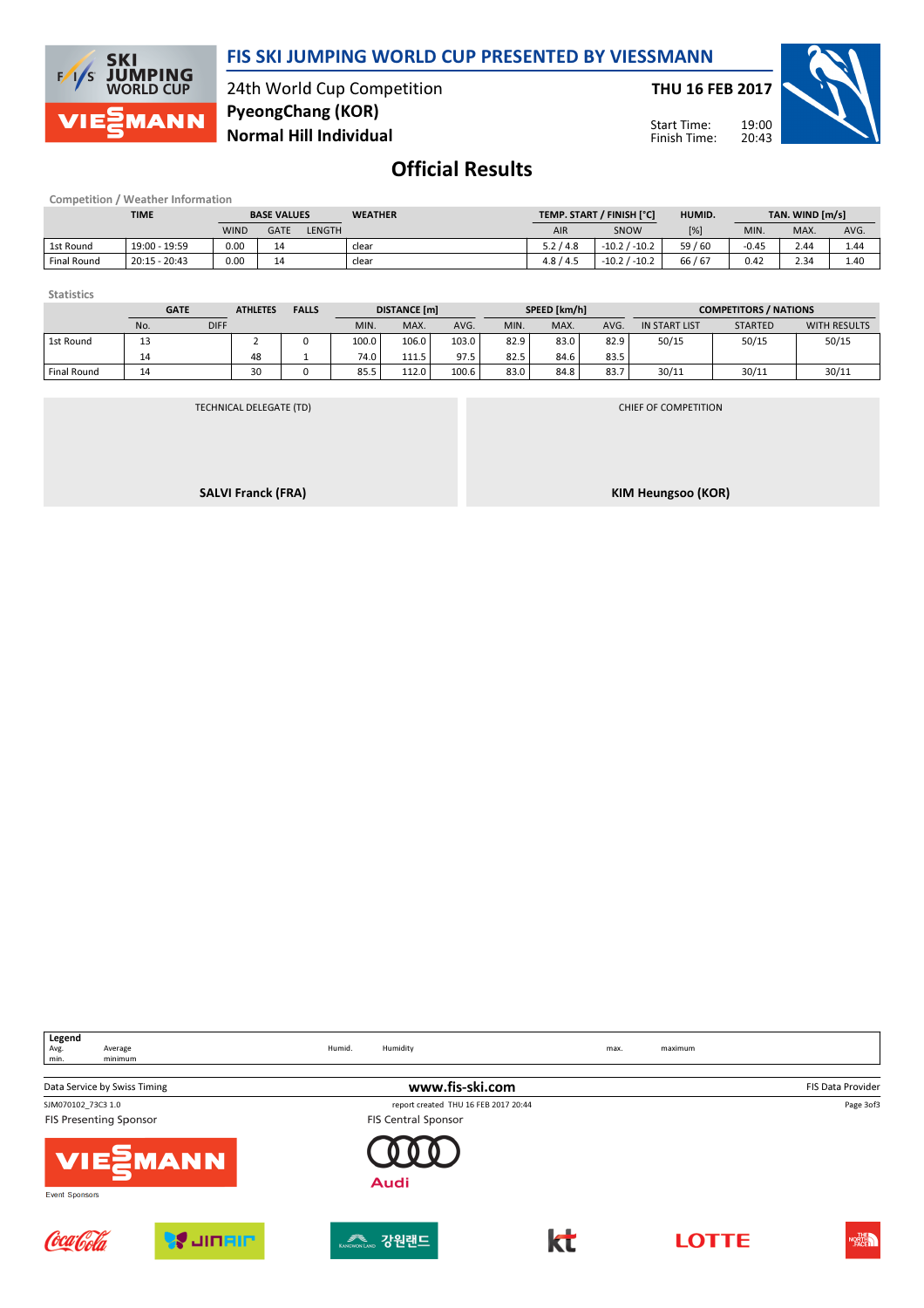# FIS SKI JUMPING WORLD CUP PRESENTED BY VIESSMANN

24th World Cup Competition
**PyeongChang (KOR)**
**Normal Hill Individual**

**THU 16 FEB 2017**

Start Time: 19:00
Finish Time: 20:43

## Official Results

Competition / Weather Information

| | TIME | BASE VALUES | | | WEATHER | TEMP. START / FINISH [°C] | | HUMID. | TAN. WIND [m/s] | | |
|---|---|---|---|---|---|---|---|---|---|---|---|
| | | WIND | GATE | LENGTH | | AIR | SNOW | [%] | MIN. | MAX. | AVG. |
| 1st Round | 19:00 - 19:59 | 0.00 | 14 | | clear | 5.2 / 4.8 | -10.2 / -10.2 | 59 / 60 | -0.45 | 2.44 | 1.44 |
| Final Round | 20:15 - 20:43 | 0.00 | 14 | | clear | 4.8 / 4.5 | -10.2 / -10.2 | 66 / 67 | 0.42 | 2.34 | 1.40 |

Statistics

| | GATE | | ATHLETES | FALLS | DISTANCE [m] | | | SPEED [km/h] | | | COMPETITORS / NATIONS | | |
|---|---|---|---|---|---|---|---|---|---|---|---|---|---|
| | No. | DIFF | | | MIN. | MAX. | AVG. | MIN. | MAX. | AVG. | IN START LIST | STARTED | WITH RESULTS |
| 1st Round | 13 | | 2 | 0 | 100.0 | 106.0 | 103.0 | 82.9 | 83.0 | 82.9 | 50/15 | 50/15 | 50/15 |
| | 14 | | 48 | 1 | 74.0 | 111.5 | 97.5 | 82.5 | 84.6 | 83.5 | | | |
| Final Round | 14 | | 30 | 0 | 85.5 | 112.0 | 100.6 | 83.0 | 84.8 | 83.7 | 30/11 | 30/11 | 30/11 |

TECHNICAL DELEGATE (TD)

**SALVI Franck (FRA)**

CHIEF OF COMPETITION

**KIM Heungsoo (KOR)**

**Legend**
Avg. Average
min. minimum
Humid. Humidity
max. maximum

Data Service by Swiss Timing
www.fis-ski.com
FIS Data Provider
SJM070102_73C3 1.0
report created THU 16 FEB 2017 20:44
FIS Presenting Sponsor
FIS Central Sponsor
Event Sponsors